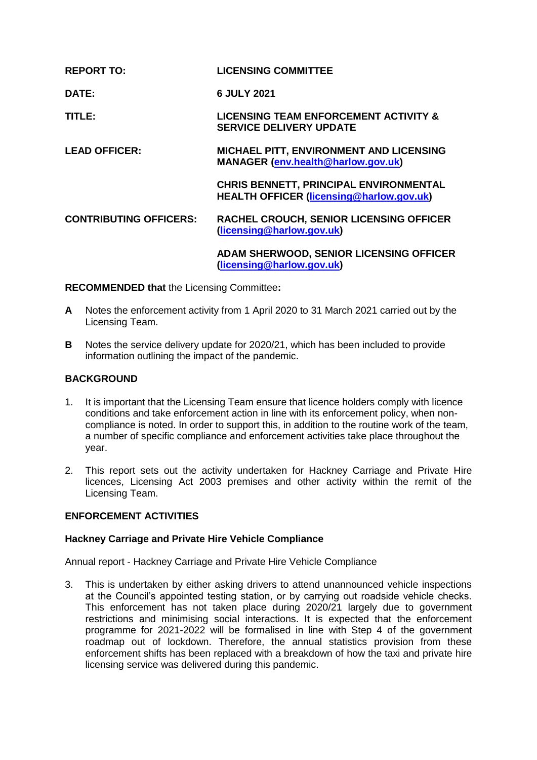| | |
|---|---|
| **REPORT TO:** | **LICENSING COMMITTEE** |
| **DATE:** | **6 JULY 2021** |
| **TITLE:** | **LICENSING TEAM ENFORCEMENT ACTIVITY & SERVICE DELIVERY UPDATE** |
| **LEAD OFFICER:** | **MICHAEL PITT, ENVIRONMENT AND LICENSING MANAGER (env.health@harlow.gov.uk)** |
| | **CHRIS BENNETT, PRINCIPAL ENVIRONMENTAL HEALTH OFFICER (licensing@harlow.gov.uk)** |
| **CONTRIBUTING OFFICERS:** | **RACHEL CROUCH, SENIOR LICENSING OFFICER (licensing@harlow.gov.uk)** |
| | **ADAM SHERWOOD, SENIOR LICENSING OFFICER (licensing@harlow.gov.uk)** |

**RECOMMENDED that** the Licensing Committee**:**

**A** Notes the enforcement activity from 1 April 2020 to 31 March 2021 carried out by the Licensing Team.

**B** Notes the service delivery update for 2020/21, which has been included to provide information outlining the impact of the pandemic.

## BACKGROUND

1. It is important that the Licensing Team ensure that licence holders comply with licence conditions and take enforcement action in line with its enforcement policy, when non-compliance is noted. In order to support this, in addition to the routine work of the team, a number of specific compliance and enforcement activities take place throughout the year.

2. This report sets out the activity undertaken for Hackney Carriage and Private Hire licences, Licensing Act 2003 premises and other activity within the remit of the Licensing Team.

## ENFORCEMENT ACTIVITIES

### Hackney Carriage and Private Hire Vehicle Compliance

Annual report - Hackney Carriage and Private Hire Vehicle Compliance

3. This is undertaken by either asking drivers to attend unannounced vehicle inspections at the Council's appointed testing station, or by carrying out roadside vehicle checks. This enforcement has not taken place during 2020/21 largely due to government restrictions and minimising social interactions. It is expected that the enforcement programme for 2021-2022 will be formalised in line with Step 4 of the government roadmap out of lockdown. Therefore, the annual statistics provision from these enforcement shifts has been replaced with a breakdown of how the taxi and private hire licensing service was delivered during this pandemic.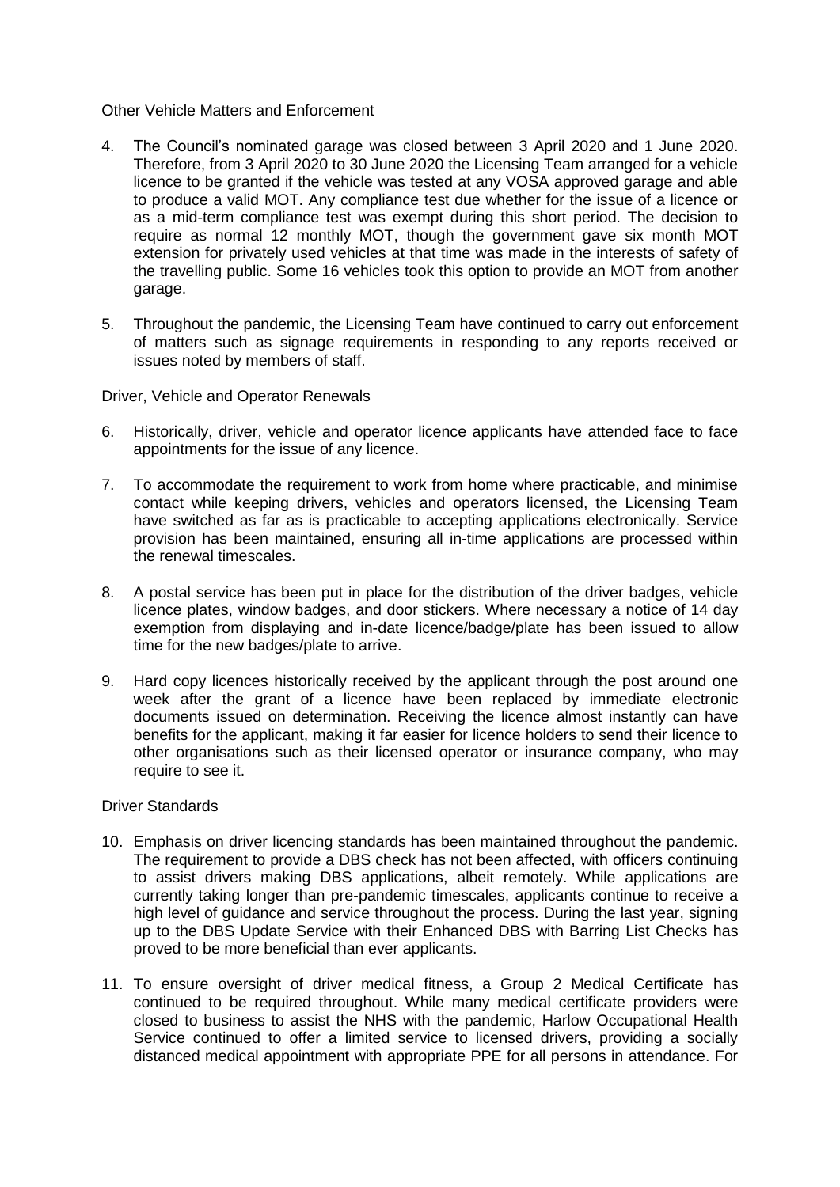Other Vehicle Matters and Enforcement

4. The Council's nominated garage was closed between 3 April 2020 and 1 June 2020. Therefore, from 3 April 2020 to 30 June 2020 the Licensing Team arranged for a vehicle licence to be granted if the vehicle was tested at any VOSA approved garage and able to produce a valid MOT. Any compliance test due whether for the issue of a licence or as a mid-term compliance test was exempt during this short period. The decision to require as normal 12 monthly MOT, though the government gave six month MOT extension for privately used vehicles at that time was made in the interests of safety of the travelling public. Some 16 vehicles took this option to provide an MOT from another garage.

5. Throughout the pandemic, the Licensing Team have continued to carry out enforcement of matters such as signage requirements in responding to any reports received or issues noted by members of staff.

Driver, Vehicle and Operator Renewals

6. Historically, driver, vehicle and operator licence applicants have attended face to face appointments for the issue of any licence.

7. To accommodate the requirement to work from home where practicable, and minimise contact while keeping drivers, vehicles and operators licensed, the Licensing Team have switched as far as is practicable to accepting applications electronically. Service provision has been maintained, ensuring all in-time applications are processed within the renewal timescales.

8. A postal service has been put in place for the distribution of the driver badges, vehicle licence plates, window badges, and door stickers. Where necessary a notice of 14 day exemption from displaying and in-date licence/badge/plate has been issued to allow time for the new badges/plate to arrive.

9. Hard copy licences historically received by the applicant through the post around one week after the grant of a licence have been replaced by immediate electronic documents issued on determination. Receiving the licence almost instantly can have benefits for the applicant, making it far easier for licence holders to send their licence to other organisations such as their licensed operator or insurance company, who may require to see it.

Driver Standards

10. Emphasis on driver licencing standards has been maintained throughout the pandemic. The requirement to provide a DBS check has not been affected, with officers continuing to assist drivers making DBS applications, albeit remotely. While applications are currently taking longer than pre-pandemic timescales, applicants continue to receive a high level of guidance and service throughout the process. During the last year, signing up to the DBS Update Service with their Enhanced DBS with Barring List Checks has proved to be more beneficial than ever applicants.

11. To ensure oversight of driver medical fitness, a Group 2 Medical Certificate has continued to be required throughout. While many medical certificate providers were closed to business to assist the NHS with the pandemic, Harlow Occupational Health Service continued to offer a limited service to licensed drivers, providing a socially distanced medical appointment with appropriate PPE for all persons in attendance. For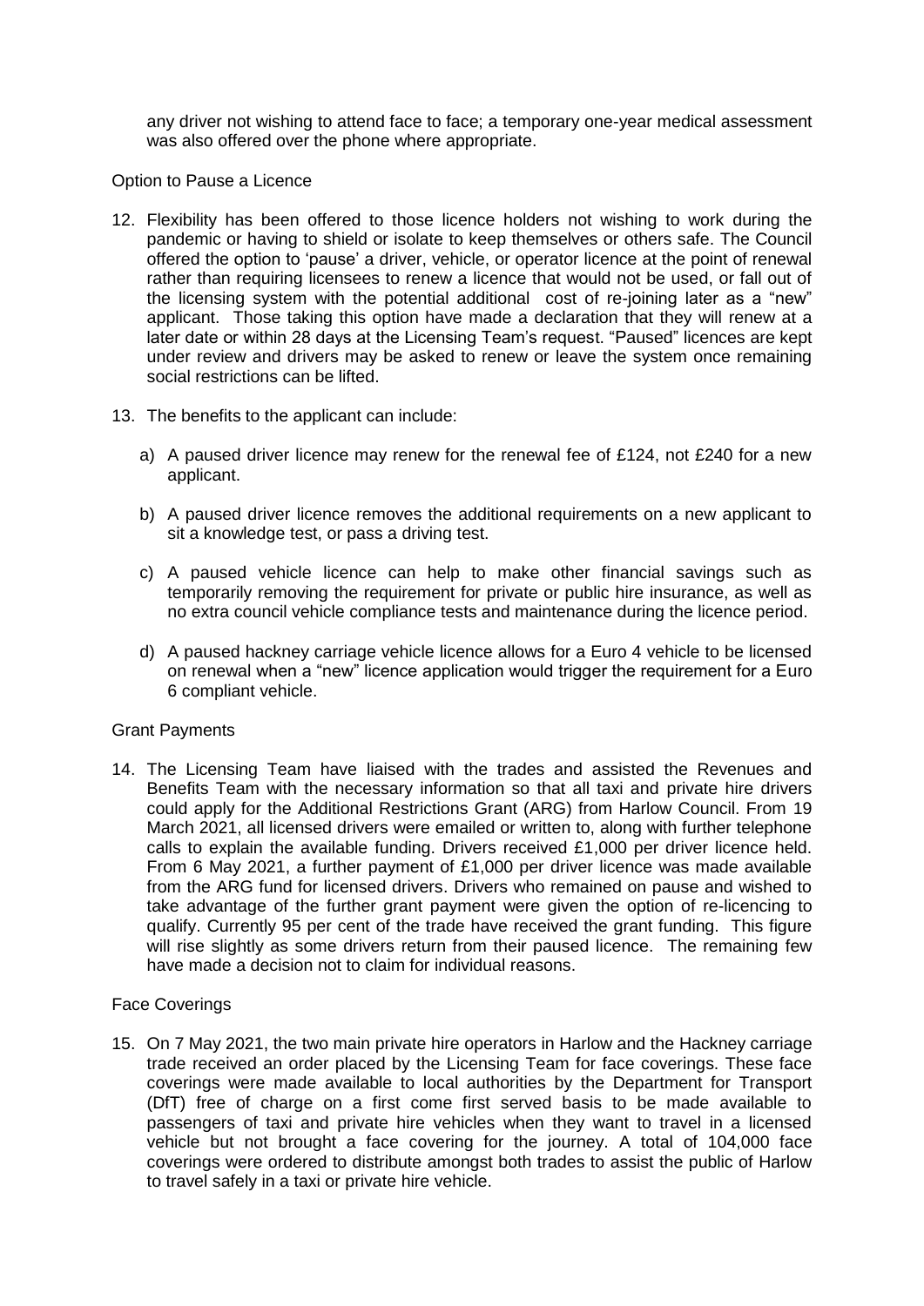any driver not wishing to attend face to face; a temporary one-year medical assessment was also offered over the phone where appropriate.

Option to Pause a Licence

12. Flexibility has been offered to those licence holders not wishing to work during the pandemic or having to shield or isolate to keep themselves or others safe. The Council offered the option to 'pause' a driver, vehicle, or operator licence at the point of renewal rather than requiring licensees to renew a licence that would not be used, or fall out of the licensing system with the potential additional cost of re-joining later as a "new" applicant. Those taking this option have made a declaration that they will renew at a later date or within 28 days at the Licensing Team's request. "Paused" licences are kept under review and drivers may be asked to renew or leave the system once remaining social restrictions can be lifted.

13. The benefits to the applicant can include:

    a) A paused driver licence may renew for the renewal fee of £124, not £240 for a new applicant.

    b) A paused driver licence removes the additional requirements on a new applicant to sit a knowledge test, or pass a driving test.

    c) A paused vehicle licence can help to make other financial savings such as temporarily removing the requirement for private or public hire insurance, as well as no extra council vehicle compliance tests and maintenance during the licence period.

    d) A paused hackney carriage vehicle licence allows for a Euro 4 vehicle to be licensed on renewal when a "new" licence application would trigger the requirement for a Euro 6 compliant vehicle.

Grant Payments

14. The Licensing Team have liaised with the trades and assisted the Revenues and Benefits Team with the necessary information so that all taxi and private hire drivers could apply for the Additional Restrictions Grant (ARG) from Harlow Council. From 19 March 2021, all licensed drivers were emailed or written to, along with further telephone calls to explain the available funding. Drivers received £1,000 per driver licence held. From 6 May 2021, a further payment of £1,000 per driver licence was made available from the ARG fund for licensed drivers. Drivers who remained on pause and wished to take advantage of the further grant payment were given the option of re-licencing to qualify. Currently 95 per cent of the trade have received the grant funding. This figure will rise slightly as some drivers return from their paused licence. The remaining few have made a decision not to claim for individual reasons.

Face Coverings

15. On 7 May 2021, the two main private hire operators in Harlow and the Hackney carriage trade received an order placed by the Licensing Team for face coverings. These face coverings were made available to local authorities by the Department for Transport (DfT) free of charge on a first come first served basis to be made available to passengers of taxi and private hire vehicles when they want to travel in a licensed vehicle but not brought a face covering for the journey. A total of 104,000 face coverings were ordered to distribute amongst both trades to assist the public of Harlow to travel safely in a taxi or private hire vehicle.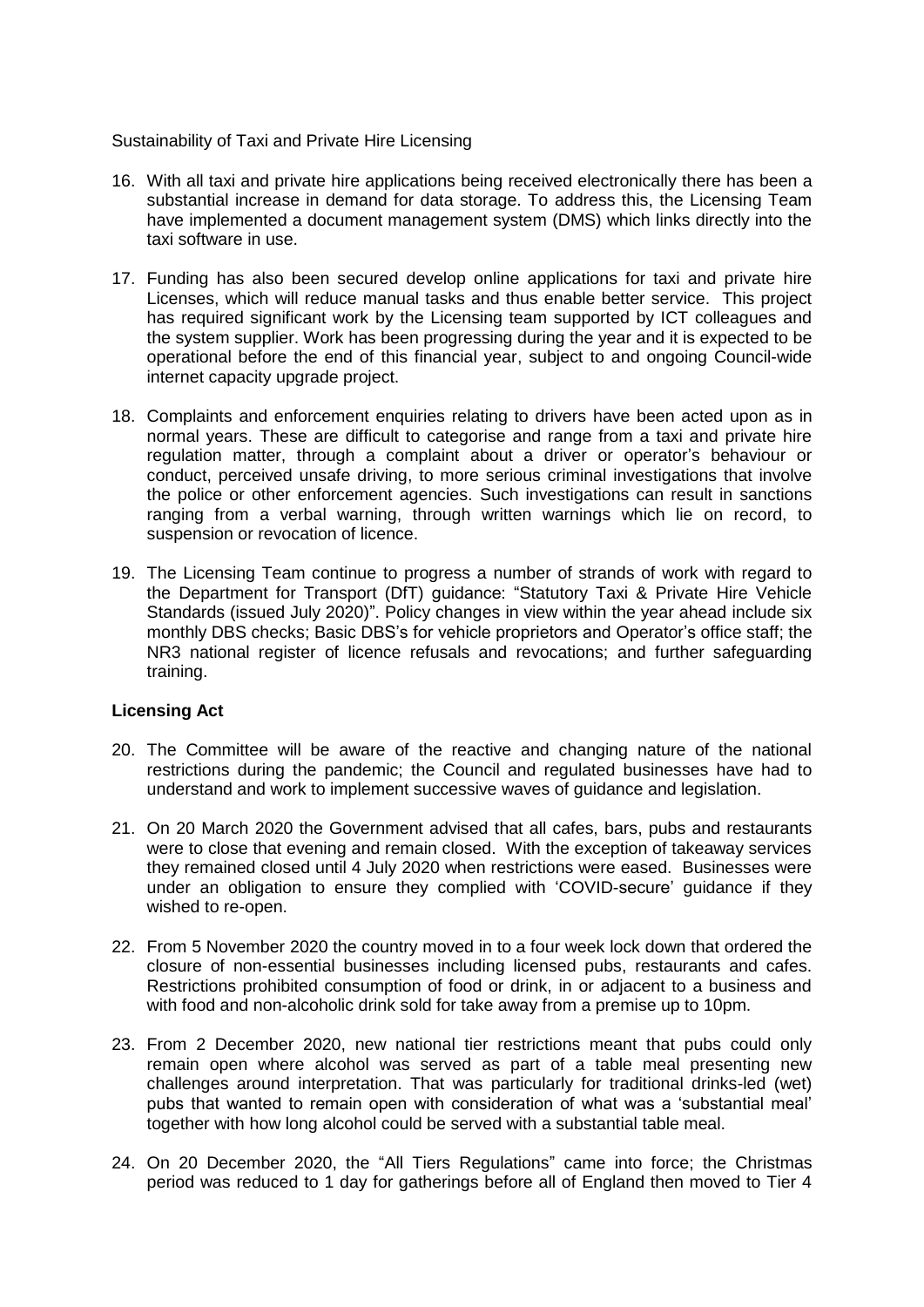Sustainability of Taxi and Private Hire Licensing

16. With all taxi and private hire applications being received electronically there has been a substantial increase in demand for data storage. To address this, the Licensing Team have implemented a document management system (DMS) which links directly into the taxi software in use.

17. Funding has also been secured develop online applications for taxi and private hire Licenses, which will reduce manual tasks and thus enable better service. This project has required significant work by the Licensing team supported by ICT colleagues and the system supplier. Work has been progressing during the year and it is expected to be operational before the end of this financial year, subject to and ongoing Council-wide internet capacity upgrade project.

18. Complaints and enforcement enquiries relating to drivers have been acted upon as in normal years. These are difficult to categorise and range from a taxi and private hire regulation matter, through a complaint about a driver or operator's behaviour or conduct, perceived unsafe driving, to more serious criminal investigations that involve the police or other enforcement agencies. Such investigations can result in sanctions ranging from a verbal warning, through written warnings which lie on record, to suspension or revocation of licence.

19. The Licensing Team continue to progress a number of strands of work with regard to the Department for Transport (DfT) guidance: "Statutory Taxi & Private Hire Vehicle Standards (issued July 2020)". Policy changes in view within the year ahead include six monthly DBS checks; Basic DBS's for vehicle proprietors and Operator's office staff; the NR3 national register of licence refusals and revocations; and further safeguarding training.

**Licensing Act**

20. The Committee will be aware of the reactive and changing nature of the national restrictions during the pandemic; the Council and regulated businesses have had to understand and work to implement successive waves of guidance and legislation.

21. On 20 March 2020 the Government advised that all cafes, bars, pubs and restaurants were to close that evening and remain closed. With the exception of takeaway services they remained closed until 4 July 2020 when restrictions were eased. Businesses were under an obligation to ensure they complied with 'COVID-secure' guidance if they wished to re-open.

22. From 5 November 2020 the country moved in to a four week lock down that ordered the closure of non-essential businesses including licensed pubs, restaurants and cafes. Restrictions prohibited consumption of food or drink, in or adjacent to a business and with food and non-alcoholic drink sold for take away from a premise up to 10pm.

23. From 2 December 2020, new national tier restrictions meant that pubs could only remain open where alcohol was served as part of a table meal presenting new challenges around interpretation. That was particularly for traditional drinks-led (wet) pubs that wanted to remain open with consideration of what was a 'substantial meal' together with how long alcohol could be served with a substantial table meal.

24. On 20 December 2020, the "All Tiers Regulations" came into force; the Christmas period was reduced to 1 day for gatherings before all of England then moved to Tier 4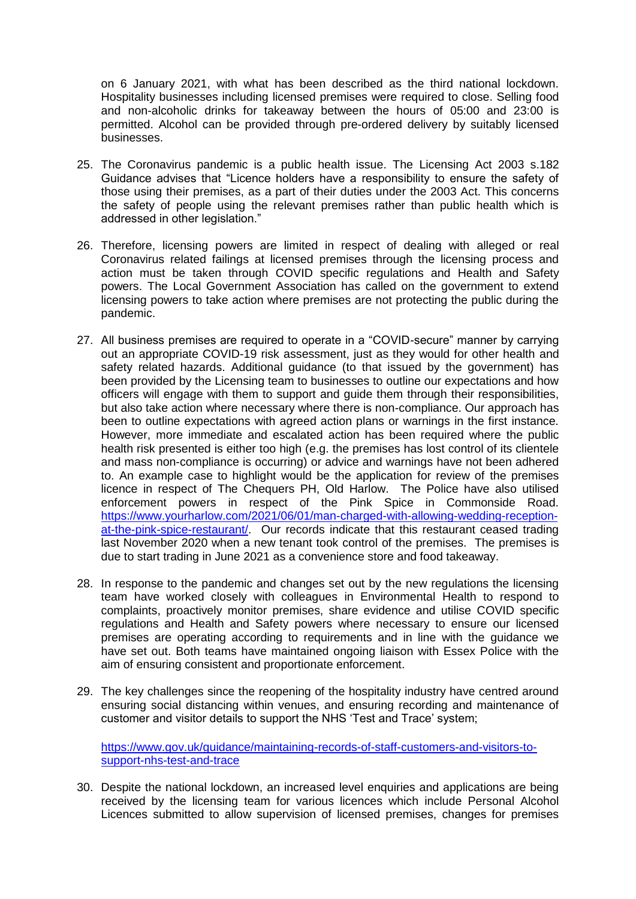on 6 January 2021, with what has been described as the third national lockdown. Hospitality businesses including licensed premises were required to close. Selling food and non-alcoholic drinks for takeaway between the hours of 05:00 and 23:00 is permitted. Alcohol can be provided through pre-ordered delivery by suitably licensed businesses.

25. The Coronavirus pandemic is a public health issue. The Licensing Act 2003 s.182 Guidance advises that "Licence holders have a responsibility to ensure the safety of those using their premises, as a part of their duties under the 2003 Act. This concerns the safety of people using the relevant premises rather than public health which is addressed in other legislation."

26. Therefore, licensing powers are limited in respect of dealing with alleged or real Coronavirus related failings at licensed premises through the licensing process and action must be taken through COVID specific regulations and Health and Safety powers. The Local Government Association has called on the government to extend licensing powers to take action where premises are not protecting the public during the pandemic.

27. All business premises are required to operate in a "COVID-secure" manner by carrying out an appropriate COVID-19 risk assessment, just as they would for other health and safety related hazards. Additional guidance (to that issued by the government) has been provided by the Licensing team to businesses to outline our expectations and how officers will engage with them to support and guide them through their responsibilities, but also take action where necessary where there is non-compliance. Our approach has been to outline expectations with agreed action plans or warnings in the first instance. However, more immediate and escalated action has been required where the public health risk presented is either too high (e.g. the premises has lost control of its clientele and mass non-compliance is occurring) or advice and warnings have not been adhered to. An example case to highlight would be the application for review of the premises licence in respect of The Chequers PH, Old Harlow. The Police have also utilised enforcement powers in respect of the Pink Spice in Commonside Road. https://www.yourharlow.com/2021/06/01/man-charged-with-allowing-wedding-reception-at-the-pink-spice-restaurant/. Our records indicate that this restaurant ceased trading last November 2020 when a new tenant took control of the premises. The premises is due to start trading in June 2021 as a convenience store and food takeaway.

28. In response to the pandemic and changes set out by the new regulations the licensing team have worked closely with colleagues in Environmental Health to respond to complaints, proactively monitor premises, share evidence and utilise COVID specific regulations and Health and Safety powers where necessary to ensure our licensed premises are operating according to requirements and in line with the guidance we have set out. Both teams have maintained ongoing liaison with Essex Police with the aim of ensuring consistent and proportionate enforcement.

29. The key challenges since the reopening of the hospitality industry have centred around ensuring social distancing within venues, and ensuring recording and maintenance of customer and visitor details to support the NHS 'Test and Trace' system;

    https://www.gov.uk/guidance/maintaining-records-of-staff-customers-and-visitors-to-support-nhs-test-and-trace

30. Despite the national lockdown, an increased level enquiries and applications are being received by the licensing team for various licences which include Personal Alcohol Licences submitted to allow supervision of licensed premises, changes for premises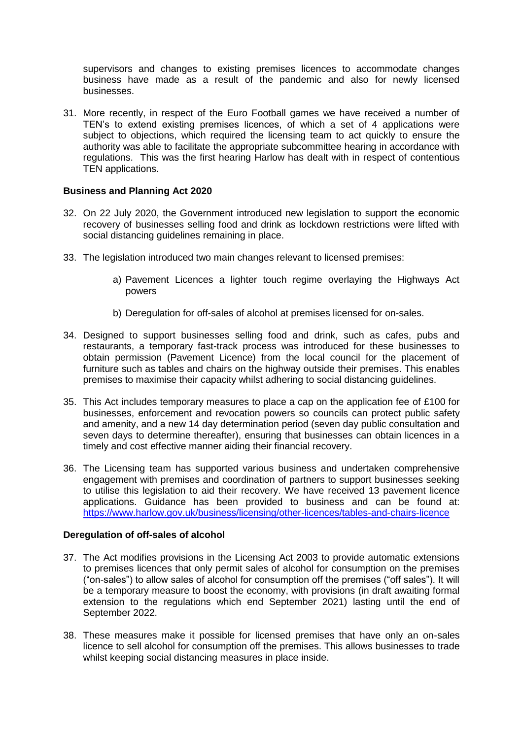supervisors and changes to existing premises licences to accommodate changes business have made as a result of the pandemic and also for newly licensed businesses.

31. More recently, in respect of the Euro Football games we have received a number of TEN's to extend existing premises licences, of which a set of 4 applications were subject to objections, which required the licensing team to act quickly to ensure the authority was able to facilitate the appropriate subcommittee hearing in accordance with regulations. This was the first hearing Harlow has dealt with in respect of contentious TEN applications.

**Business and Planning Act 2020**

32. On 22 July 2020, the Government introduced new legislation to support the economic recovery of businesses selling food and drink as lockdown restrictions were lifted with social distancing guidelines remaining in place.

33. The legislation introduced two main changes relevant to licensed premises:

    a) Pavement Licences a lighter touch regime overlaying the Highways Act powers

    b) Deregulation for off-sales of alcohol at premises licensed for on-sales.

34. Designed to support businesses selling food and drink, such as cafes, pubs and restaurants, a temporary fast-track process was introduced for these businesses to obtain permission (Pavement Licence) from the local council for the placement of furniture such as tables and chairs on the highway outside their premises. This enables premises to maximise their capacity whilst adhering to social distancing guidelines.

35. This Act includes temporary measures to place a cap on the application fee of £100 for businesses, enforcement and revocation powers so councils can protect public safety and amenity, and a new 14 day determination period (seven day public consultation and seven days to determine thereafter), ensuring that businesses can obtain licences in a timely and cost effective manner aiding their financial recovery.

36. The Licensing team has supported various business and undertaken comprehensive engagement with premises and coordination of partners to support businesses seeking to utilise this legislation to aid their recovery. We have received 13 pavement licence applications. Guidance has been provided to business and can be found at: https://www.harlow.gov.uk/business/licensing/other-licences/tables-and-chairs-licence

**Deregulation of off-sales of alcohol**

37. The Act modifies provisions in the Licensing Act 2003 to provide automatic extensions to premises licences that only permit sales of alcohol for consumption on the premises ("on-sales") to allow sales of alcohol for consumption off the premises ("off sales"). It will be a temporary measure to boost the economy, with provisions (in draft awaiting formal extension to the regulations which end September 2021) lasting until the end of September 2022.

38. These measures make it possible for licensed premises that have only an on-sales licence to sell alcohol for consumption off the premises. This allows businesses to trade whilst keeping social distancing measures in place inside.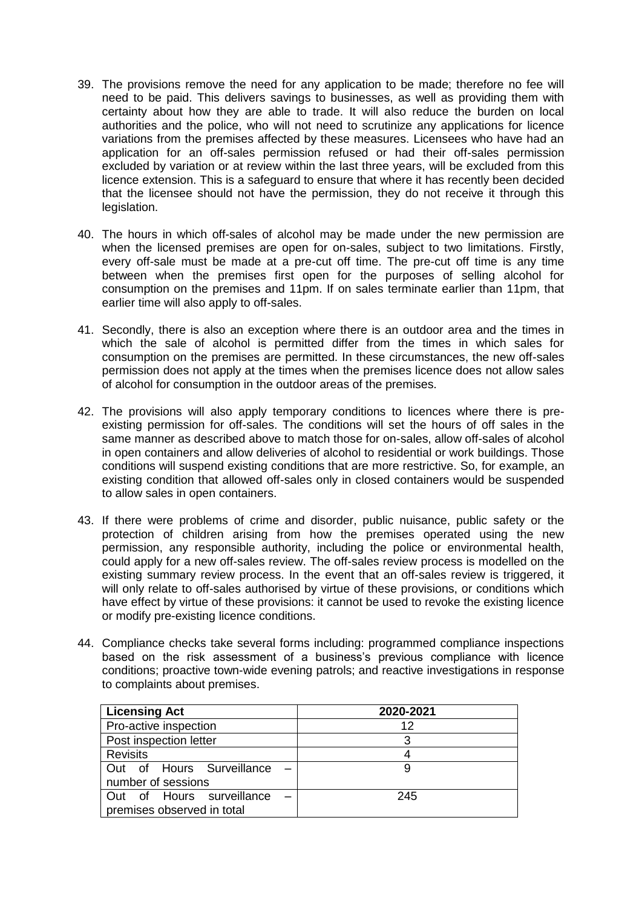39. The provisions remove the need for any application to be made; therefore no fee will need to be paid. This delivers savings to businesses, as well as providing them with certainty about how they are able to trade. It will also reduce the burden on local authorities and the police, who will not need to scrutinize any applications for licence variations from the premises affected by these measures. Licensees who have had an application for an off-sales permission refused or had their off-sales permission excluded by variation or at review within the last three years, will be excluded from this licence extension. This is a safeguard to ensure that where it has recently been decided that the licensee should not have the permission, they do not receive it through this legislation.

40. The hours in which off-sales of alcohol may be made under the new permission are when the licensed premises are open for on-sales, subject to two limitations. Firstly, every off-sale must be made at a pre-cut off time. The pre-cut off time is any time between when the premises first open for the purposes of selling alcohol for consumption on the premises and 11pm. If on sales terminate earlier than 11pm, that earlier time will also apply to off-sales.

41. Secondly, there is also an exception where there is an outdoor area and the times in which the sale of alcohol is permitted differ from the times in which sales for consumption on the premises are permitted. In these circumstances, the new off-sales permission does not apply at the times when the premises licence does not allow sales of alcohol for consumption in the outdoor areas of the premises.

42. The provisions will also apply temporary conditions to licences where there is pre-existing permission for off-sales. The conditions will set the hours of off sales in the same manner as described above to match those for on-sales, allow off-sales of alcohol in open containers and allow deliveries of alcohol to residential or work buildings. Those conditions will suspend existing conditions that are more restrictive. So, for example, an existing condition that allowed off-sales only in closed containers would be suspended to allow sales in open containers.

43. If there were problems of crime and disorder, public nuisance, public safety or the protection of children arising from how the premises operated using the new permission, any responsible authority, including the police or environmental health, could apply for a new off-sales review. The off-sales review process is modelled on the existing summary review process. In the event that an off-sales review is triggered, it will only relate to off-sales authorised by virtue of these provisions, or conditions which have effect by virtue of these provisions: it cannot be used to revoke the existing licence or modify pre-existing licence conditions.

44. Compliance checks take several forms including: programmed compliance inspections based on the risk assessment of a business's previous compliance with licence conditions; proactive town-wide evening patrols; and reactive investigations in response to complaints about premises.

| **Licensing Act** | **2020-2021** |
|---|---|
| Pro-active inspection | 12 |
| Post inspection letter | 3 |
| Revisits | 4 |
| Out of Hours Surveillance – number of sessions | 9 |
| Out of Hours surveillance – premises observed in total | 245 |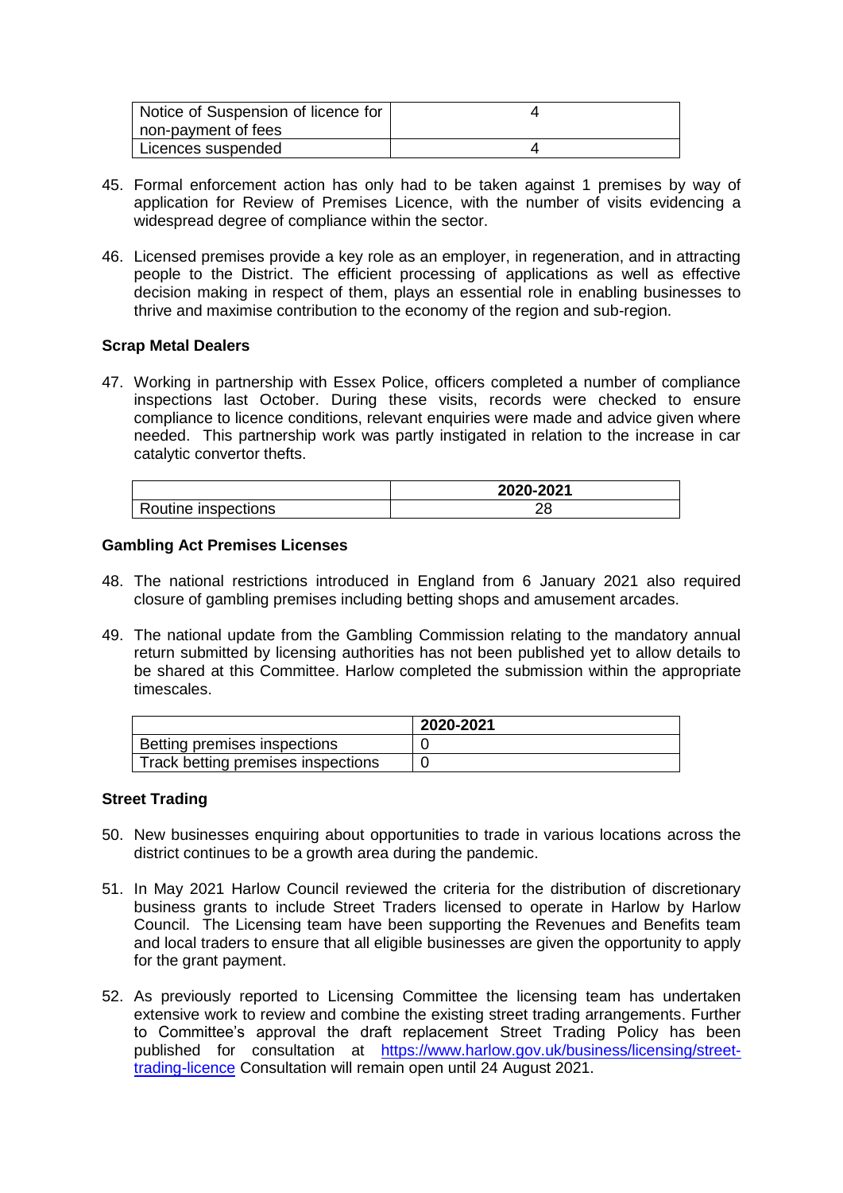| Notice of Suspension of licence for non-payment of fees | 4 |
| --- | --- |
| Licences suspended | 4 |

45. Formal enforcement action has only had to be taken against 1 premises by way of application for Review of Premises Licence, with the number of visits evidencing a widespread degree of compliance within the sector.

46. Licensed premises provide a key role as an employer, in regeneration, and in attracting people to the District. The efficient processing of applications as well as effective decision making in respect of them, plays an essential role in enabling businesses to thrive and maximise contribution to the economy of the region and sub-region.

**Scrap Metal Dealers**

47. Working in partnership with Essex Police, officers completed a number of compliance inspections last October. During these visits, records were checked to ensure compliance to licence conditions, relevant enquiries were made and advice given where needed. This partnership work was partly instigated in relation to the increase in car catalytic convertor thefts.

| | **2020-2021** |
| --- | --- |
| Routine inspections | 28 |

**Gambling Act Premises Licenses**

48. The national restrictions introduced in England from 6 January 2021 also required closure of gambling premises including betting shops and amusement arcades.

49. The national update from the Gambling Commission relating to the mandatory annual return submitted by licensing authorities has not been published yet to allow details to be shared at this Committee. Harlow completed the submission within the appropriate timescales.

| | **2020-2021** |
| --- | --- |
| Betting premises inspections | 0 |
| Track betting premises inspections | 0 |

**Street Trading**

50. New businesses enquiring about opportunities to trade in various locations across the district continues to be a growth area during the pandemic.

51. In May 2021 Harlow Council reviewed the criteria for the distribution of discretionary business grants to include Street Traders licensed to operate in Harlow by Harlow Council. The Licensing team have been supporting the Revenues and Benefits team and local traders to ensure that all eligible businesses are given the opportunity to apply for the grant payment.

52. As previously reported to Licensing Committee the licensing team has undertaken extensive work to review and combine the existing street trading arrangements. Further to Committee's approval the draft replacement Street Trading Policy has been published for consultation at [https://www.harlow.gov.uk/business/licensing/street-trading-licence](https://www.harlow.gov.uk/business/licensing/street-trading-licence) Consultation will remain open until 24 August 2021.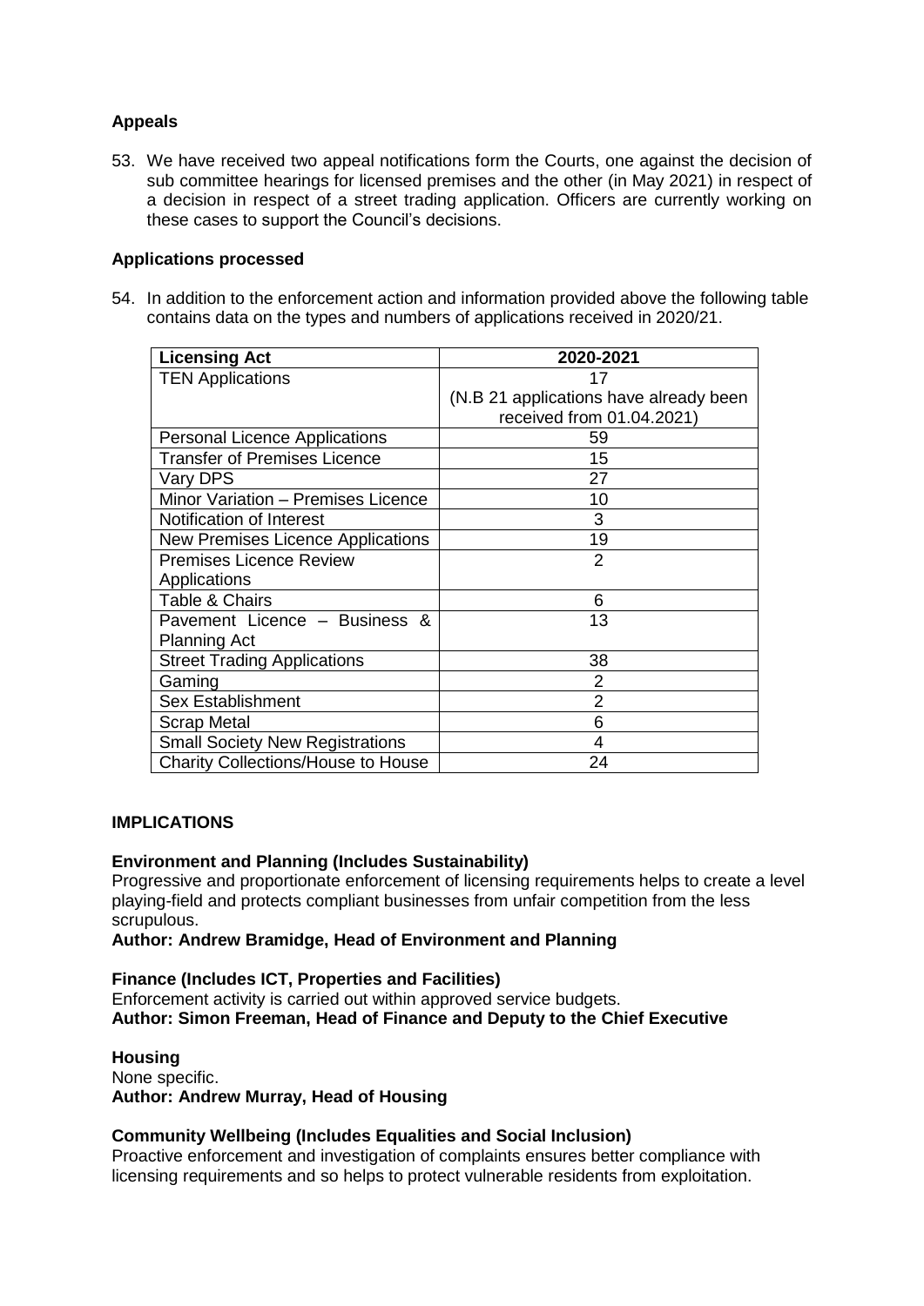**Appeals**

53. We have received two appeal notifications form the Courts, one against the decision of sub committee hearings for licensed premises and the other (in May 2021) in respect of a decision in respect of a street trading application. Officers are currently working on these cases to support the Council's decisions.

**Applications processed**

54. In addition to the enforcement action and information provided above the following table contains data on the types and numbers of applications received in 2020/21.

| Licensing Act | 2020-2021 |
|---|---|
| TEN Applications | 17 (N.B 21 applications have already been received from 01.04.2021) |
| Personal Licence Applications | 59 |
| Transfer of Premises Licence | 15 |
| Vary DPS | 27 |
| Minor Variation – Premises Licence | 10 |
| Notification of Interest | 3 |
| New Premises Licence Applications | 19 |
| Premises Licence Review Applications | 2 |
| Table & Chairs | 6 |
| Pavement Licence – Business & Planning Act | 13 |
| Street Trading Applications | 38 |
| Gaming | 2 |
| Sex Establishment | 2 |
| Scrap Metal | 6 |
| Small Society New Registrations | 4 |
| Charity Collections/House to House | 24 |

## IMPLICATIONS

**Environment and Planning (Includes Sustainability)**

Progressive and proportionate enforcement of licensing requirements helps to create a level playing-field and protects compliant businesses from unfair competition from the less scrupulous.

**Author: Andrew Bramidge, Head of Environment and Planning**

**Finance (Includes ICT, Properties and Facilities)**

Enforcement activity is carried out within approved service budgets.

**Author: Simon Freeman, Head of Finance and Deputy to the Chief Executive**

**Housing**

None specific.

**Author: Andrew Murray, Head of Housing**

**Community Wellbeing (Includes Equalities and Social Inclusion)**

Proactive enforcement and investigation of complaints ensures better compliance with licensing requirements and so helps to protect vulnerable residents from exploitation.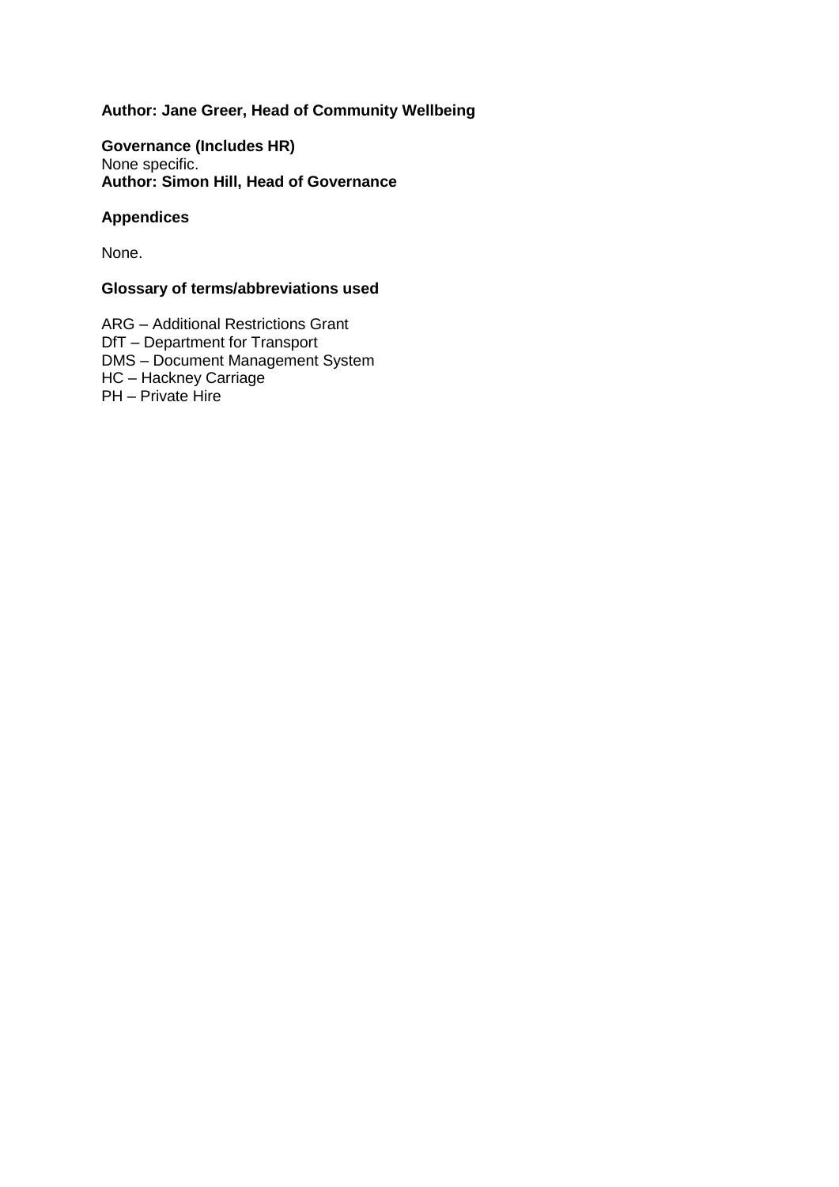**Author: Jane Greer, Head of Community Wellbeing**

**Governance (Includes HR)**
None specific.
**Author: Simon Hill, Head of Governance**

**Appendices**

None.

**Glossary of terms/abbreviations used**

ARG – Additional Restrictions Grant
DfT – Department for Transport
DMS – Document Management System
HC – Hackney Carriage
PH – Private Hire